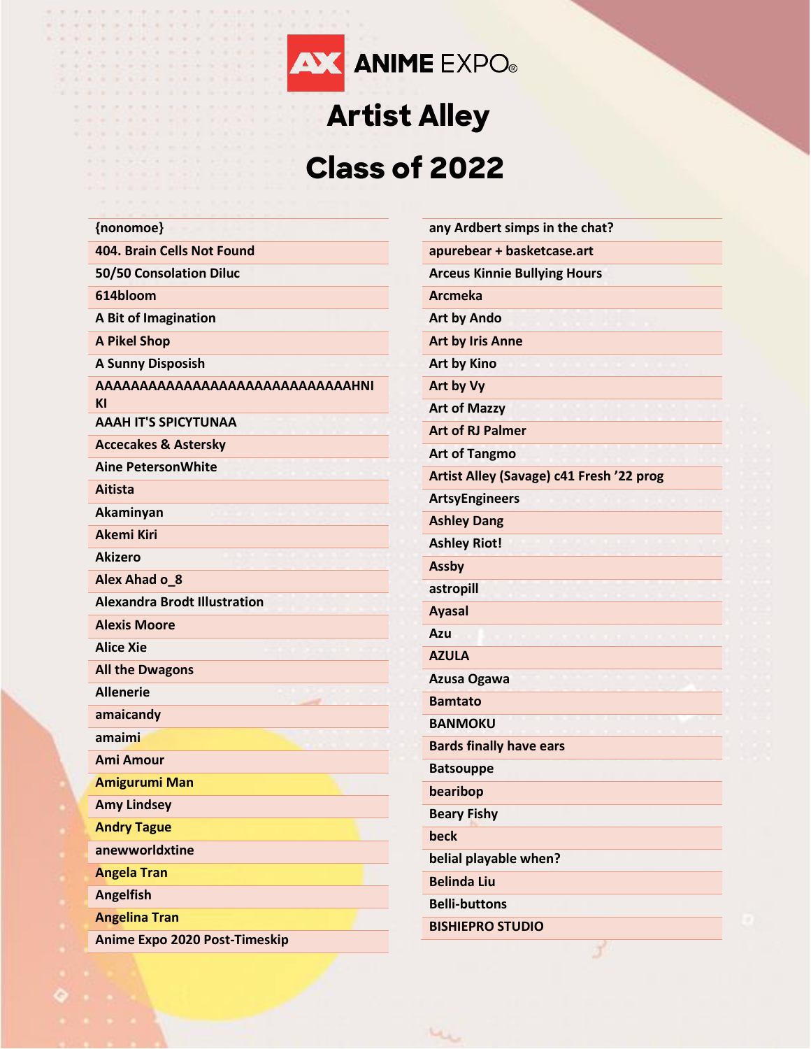# ANIME EXPO

# Artist Alley

# Class of 2022

- {nonomoe}
- 404. Brain Cells Not Found
- 50/50 Consolation Diluc
- 614bloom
- A Bit of Imagination
- A Pikel Shop
- A Sunny Disposish
- AAAAAAAAAAAAAAAAAAAAAAAAAAAAAAHNIKI
- AAAH IT'S SPICYTUNAA
- Accecakes & Astersky
- Aine PetersonWhite
- Aitista
- Akaminyan
- Akemi Kiri
- Akizero
- Alex Ahad o_8
- Alexandra Brodt Illustration
- Alexis Moore
- Alice Xie
- All the Dwagons
- Allenerie
- amaicandy
- amaimi
- Ami Amour
- Amigurumi Man
- Amy Lindsey
- Andry Tague
- anewworldxtine
- Angela Tran
- Angelfish
- Angelina Tran
- Anime Expo 2020 Post-Timeskip
- any Ardbert simps in the chat?
- apurebear + basketcase.art
- Arceus Kinnie Bullying Hours
- Arcmeka
- Art by Ando
- Art by Iris Anne
- Art by Kino
- Art by Vy
- Art of Mazzy
- Art of RJ Palmer
- Art of Tangmo
- Artist Alley (Savage) c41 Fresh '22 prog
- ArtsyEngineers
- Ashley Dang
- Ashley Riot!
- Assby
- astropill
- Ayasal
- Azu
- AZULA
- Azusa Ogawa
- Bamtato
- BANMOKU
- Bards finally have ears
- Batsouppe
- bearibop
- Beary Fishy
- beck
- belial playable when?
- Belinda Liu
- Belli-buttons
- BISHIEPRO STUDIO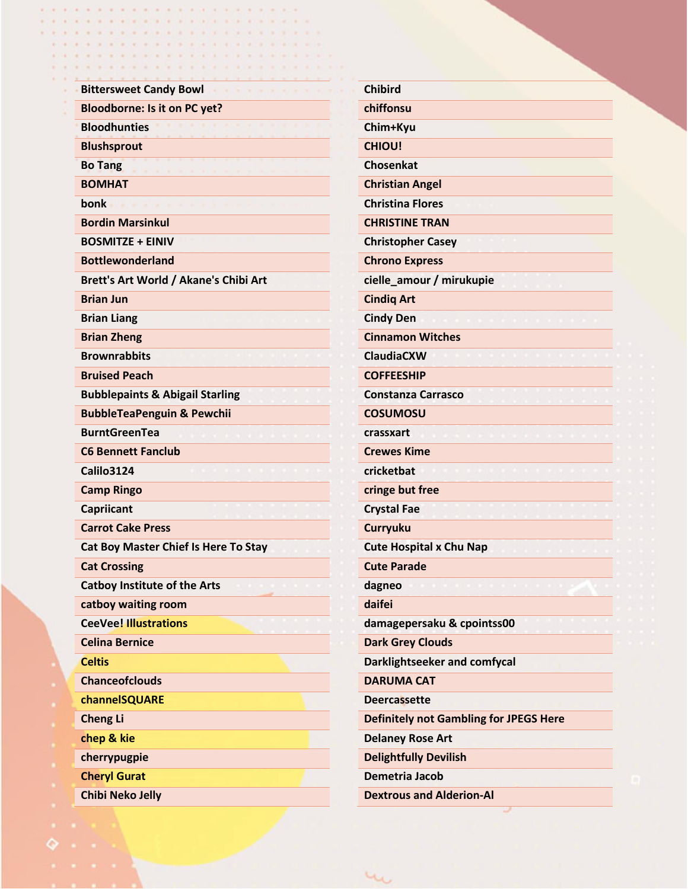- Bittersweet Candy Bowl
- Bloodborne: Is it on PC yet?
- Bloodhunties
- Blushsprout
- Bo Tang
- BOMHAT
- bonk
- Bordin Marsinkul
- BOSMITZE + EINIV
- Bottlewonderland
- Brett's Art World / Akane's Chibi Art
- Brian Jun
- Brian Liang
- Brian Zheng
- Brownrabbits
- Bruised Peach
- Bubblepaints & Abigail Starling
- BubbleTeaPenguin & Pewchii
- BurntGreenTea
- C6 Bennett Fanclub
- Calilo3124
- Camp Ringo
- Capriicant
- Carrot Cake Press
- Cat Boy Master Chief Is Here To Stay
- Cat Crossing
- Catboy Institute of the Arts
- catboy waiting room
- CeeVee! Illustrations
- Celina Bernice
- Celtis
- Chanceofclouds
- channelSQUARE
- Cheng Li
- chep & kie
- cherrypugpie
- Cheryl Gurat
- Chibi Neko Jelly
- Chibird
- chiffonsu
- Chim+Kyu
- CHIOU!
- Chosenkat
- Christian Angel
- Christina Flores
- CHRISTINE TRAN
- Christopher Casey
- Chrono Express
- cielle_amour / mirukupie
- Cindiq Art
- Cindy Den
- Cinnamon Witches
- ClaudiaCXW
- COFFEESHIP
- Constanza Carrasco
- COSUMOSU
- crassxart
- Crewes Kime
- cricketbat
- cringe but free
- Crystal Fae
- Curryuku
- Cute Hospital x Chu Nap
- Cute Parade
- dagneo
- daifei
- damagepersaku & cpointss00
- Dark Grey Clouds
- Darklightseeker and comfycal
- DARUMA CAT
- Deercassette
- Definitely not Gambling for JPEGS Here
- Delaney Rose Art
- Delightfully Devilish
- Demetria Jacob
- Dextrous and Alderion-Al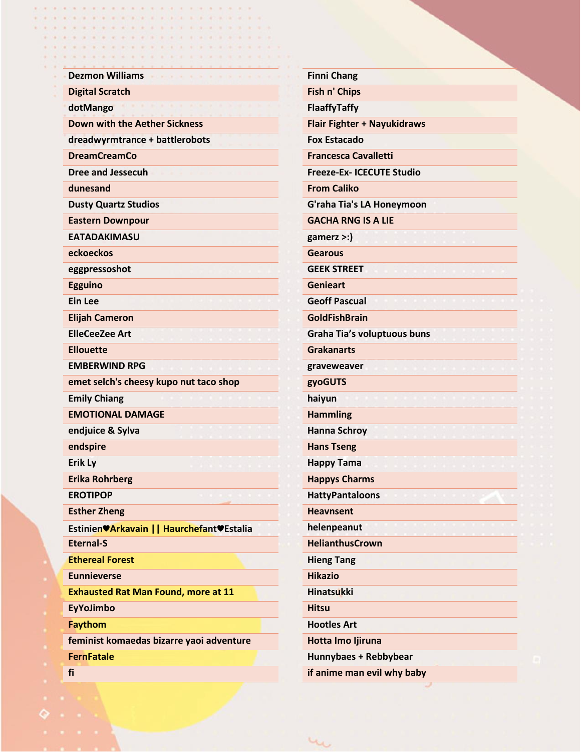Dezmon Williams
Digital Scratch
dotMango
Down with the Aether Sickness
dreadwyrmtrance + battlerobots
DreamCreamCo
Dree and Jessecuh
dunesand
Dusty Quartz Studios
Eastern Downpour
EATADAKIMASU
eckoeckos
eggpressoshot
Egguino
Ein Lee
Elijah Cameron
ElleCeeZee Art
Ellouette
EMBERWIND RPG
emet selch's cheesy kupo nut taco shop
Emily Chiang
EMOTIONAL DAMAGE
endjuice & Sylva
endspire
Erik Ly
Erika Rohrberg
EROTIPOP
Esther Zheng
Estinien♥Arkavain || Haurchefant♥Estalia
Eternal-S
Ethereal Forest
Eunnieverse
Exhausted Rat Man Found, more at 11
EyYoJimbo
Faythom
feminist komaedas bizarre yaoi adventure
FernFatale
fi
Finni Chang
Fish n' Chips
FlaaffyTaffy
Flair Fighter + Nayukidraws
Fox Estacado
Francesca Cavalletti
Freeze-Ex- ICECUTE Studio
From Caliko
G'raha Tia's LA Honeymoon
GACHA RNG IS A LIE
gamerz >:)
Gearous
GEEK STREET
Genieart
Geoff Pascual
GoldFishBrain
Graha Tia's voluptuous buns
Grakanarts
graveweaver
gyoGUTS
haiyun
Hammling
Hanna Schroy
Hans Tseng
Happy Tama
Happys Charms
HattyPantaloons
Heavnsent
helenpeanut
HelianthusCrown
Hieng Tang
Hikazio
Hinatsukki
Hitsu
Hootles Art
Hotta Imo Ijiruna
Hunnybaes + Rebbybear
if anime man evil why baby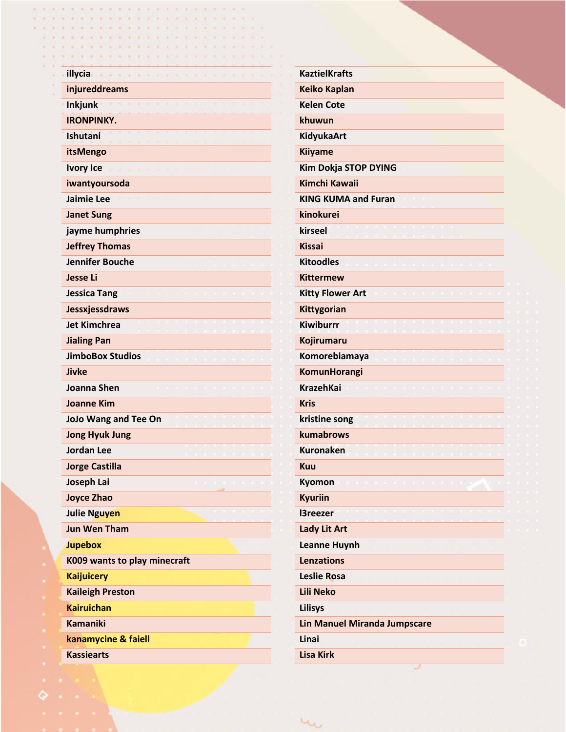illycia
injureddreams
Inkjunk
IRONPINKY.
Ishutani
itsMengo
Ivory Ice
iwantyoursoda
Jaimie Lee
Janet Sung
jayme humphries
Jeffrey Thomas
Jennifer Bouche
Jesse Li
Jessica Tang
Jessxjessdraws
Jet Kimchrea
Jialing Pan
JimboBox Studios
Jivke
Joanna Shen
Joanne Kim
JoJo Wang and Tee On
Jong Hyuk Jung
Jordan Lee
Jorge Castilla
Joseph Lai
Joyce Zhao
Julie Nguyen
Jun Wen Tham
Jupebox
K009 wants to play minecraft
Kaijuicery
Kaileigh Preston
Kairuichan
Kamaniki
kanamycine & faiell
Kassiearts

KaztielKrafts
Keiko Kaplan
Kelen Cote
khuwun
KidyukaArt
Kiiyame
Kim Dokja STOP DYING
Kimchi Kawaii
KING KUMA and Furan
kinokurei
kirseel
Kissai
Kitoodles
Kittermew
Kitty Flower Art
Kittygorian
Kiwiburrr
Kojirumaru
Komorebiamaya
KomunHorangi
KrazehKai
Kris
kristine song
kumabrows
Kuronaken
Kuu
Kyomon
Kyuriin
l3reezer
Lady Lit Art
Leanne Huynh
Lenzations
Leslie Rosa
Lili Neko
Lilisys
Lin Manuel Miranda Jumpscare
Linai
Lisa Kirk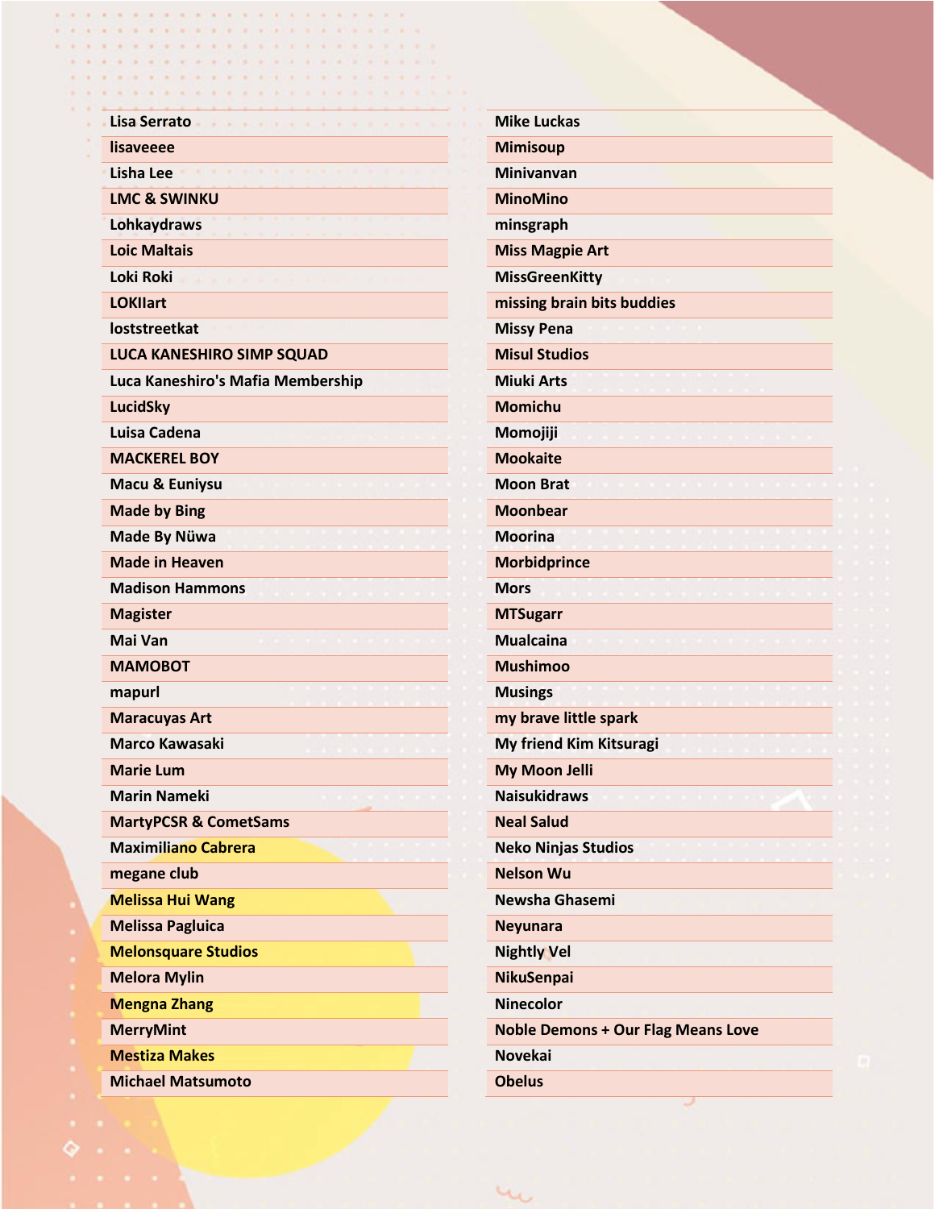Lisa Serrato
lisaveeee
Lisha Lee
LMC & SWINKU
Lohkaydraws
Loic Maltais
Loki Roki
LOKIIart
loststreetkat
LUCA KANESHIRO SIMP SQUAD
Luca Kaneshiro's Mafia Membership
LucidSky
Luisa Cadena
MACKEREL BOY
Macu & Euniysu
Made by Bing
Made By Nüwa
Made in Heaven
Madison Hammons
Magister
Mai Van
MAMOBOT
mapurl
Maracuyas Art
Marco Kawasaki
Marie Lum
Marin Nameki
MartyPCSR & CometSams
Maximiliano Cabrera
megane club
Melissa Hui Wang
Melissa Pagluica
Melonsquare Studios
Melora Mylin
Mengna Zhang
MerryMint
Mestiza Makes
Michael Matsumoto
Mike Luckas
Mimisoup
Minivanvan
MinoMino
minsgraph
Miss Magpie Art
MissGreenKitty
missing brain bits buddies
Missy Pena
Misul Studios
Miuki Arts
Momichu
Momojiji
Mookaite
Moon Brat
Moonbear
Moorina
Morbidprince
Mors
MTSugarr
Mualcaina
Mushimoo
Musings
my brave little spark
My friend Kim Kitsuragi
My Moon Jelli
Naisukidraws
Neal Salud
Neko Ninjas Studios
Nelson Wu
Newsha Ghasemi
Neyunara
Nightly Vel
NikuSenpai
Ninecolor
Noble Demons + Our Flag Means Love
Novekai
Obelus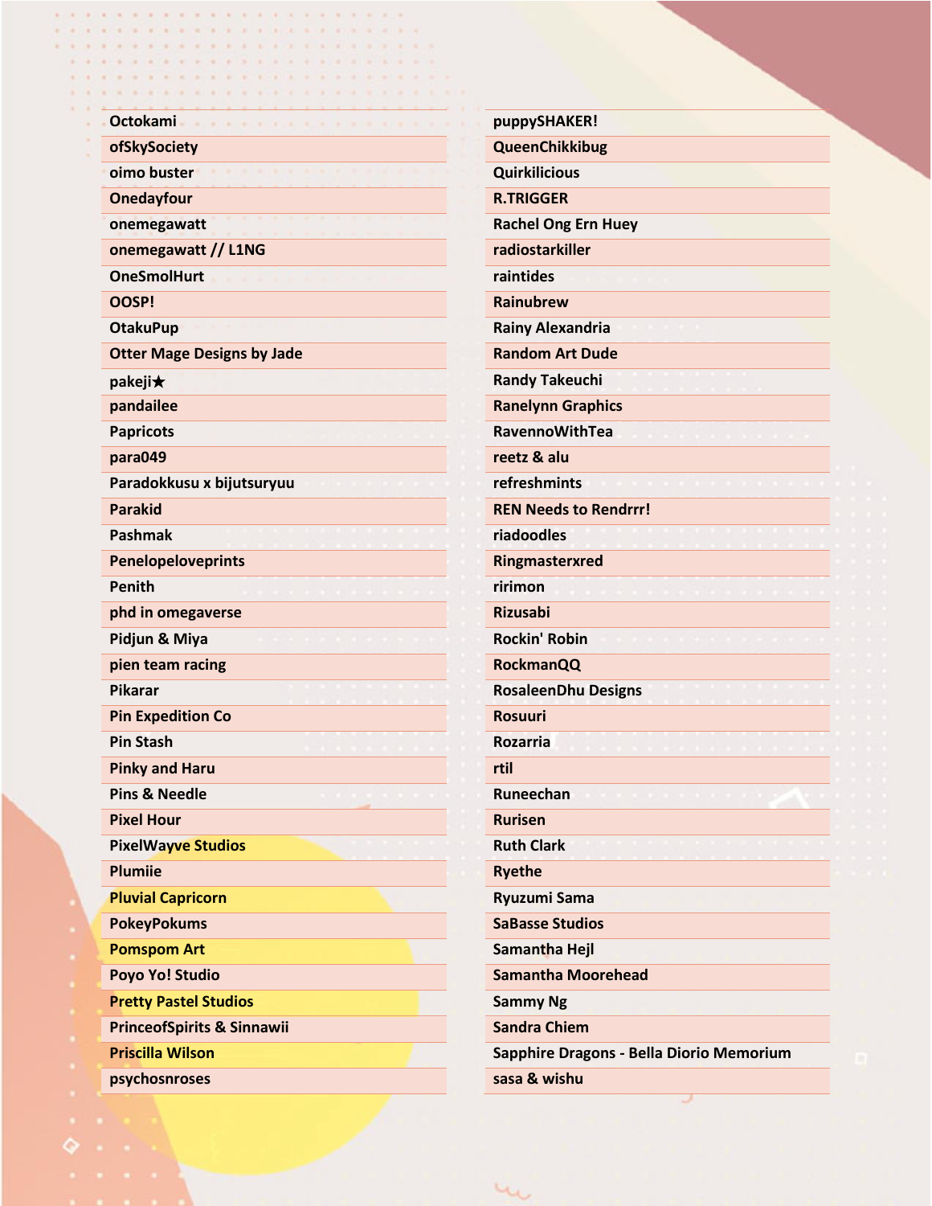Octokami
ofSkySociety
oimo buster
Onedayfour
onemegawatt
onemegawatt // L1NG
OneSmolHurt
OOSP!
OtakuPup
Otter Mage Designs by Jade
pakeji★
pandailee
Papricots
para049
Paradokkusu x bijutsuryuu
Parakid
Pashmak
Penelopeloveprints
Penith
phd in omegaverse
Pidjun & Miya
pien team racing
Pikarar
Pin Expedition Co
Pin Stash
Pinky and Haru
Pins & Needle
Pixel Hour
PixelWayve Studios
Plumiie
Pluvial Capricorn
PokeyPokums
Pomspom Art
Poyo Yo! Studio
Pretty Pastel Studios
PrinceofSpirits & Sinnawii
Priscilla Wilson
psychosnroses
puppySHAKER!
QueenChikkibug
Quirkilicious
R.TRIGGER
Rachel Ong Ern Huey
radiostarkiller
raintides
Rainubrew
Rainy Alexandria
Random Art Dude
Randy Takeuchi
Ranelynn Graphics
RavennoWithTea
reetz & alu
refreshmints
REN Needs to Rendrrr!
riadoodles
Ringmasterxred
ririmon
Rizusabi
Rockin' Robin
RockmanQQ
RosaleenDhu Designs
Rosuuri
Rozarria
rtil
Runeechan
Rurisen
Ruth Clark
Ryethe
Ryuzumi Sama
SaBasse Studios
Samantha Hejl
Samantha Moorehead
Sammy Ng
Sandra Chiem
Sapphire Dragons - Bella Diorio Memorium
sasa & wishu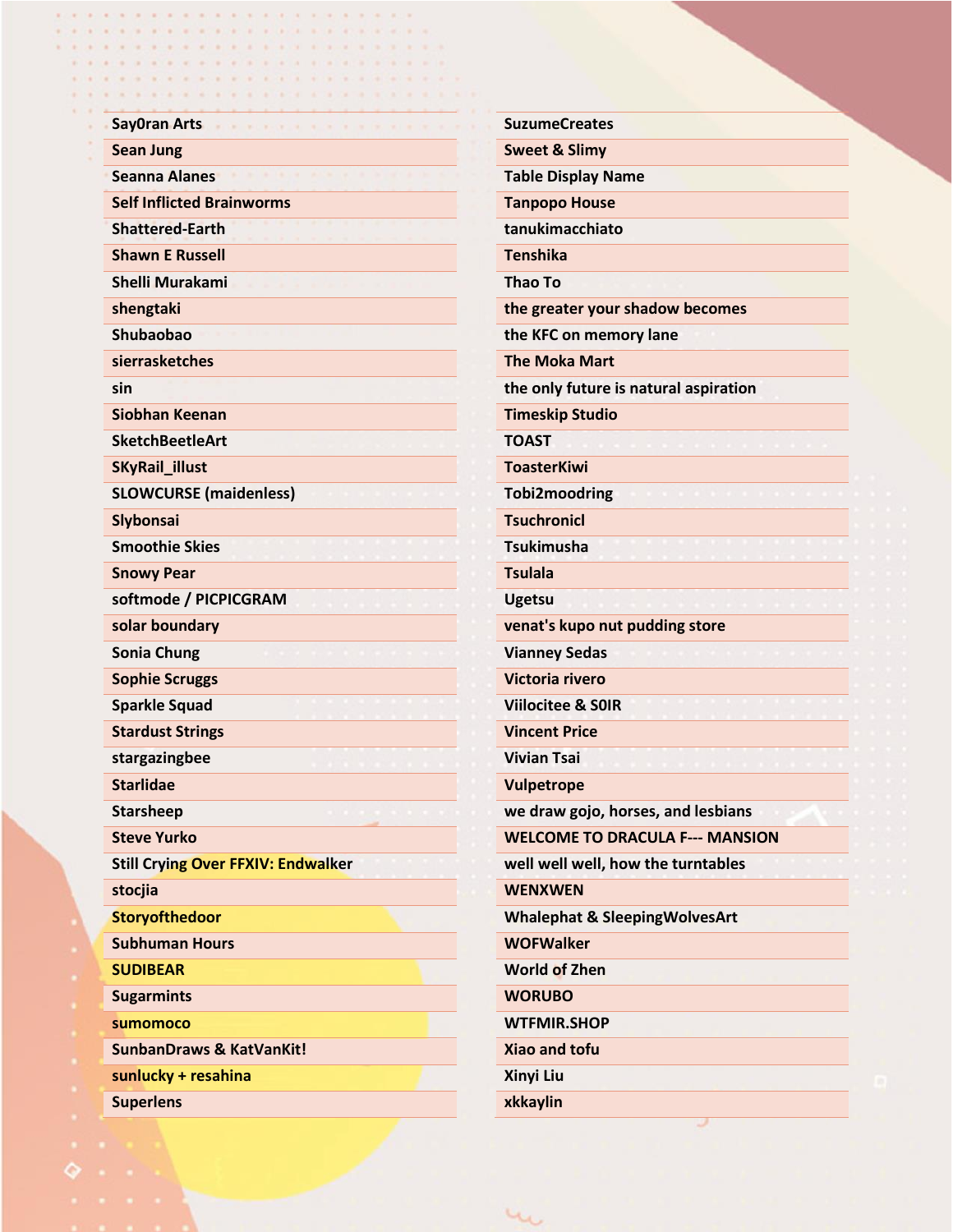- Say0ran Arts
- Sean Jung
- Seanna Alanes
- Self Inflicted Brainworms
- Shattered-Earth
- Shawn E Russell
- Shelli Murakami
- shengtaki
- Shubaobao
- sierrasketches
- sin
- Siobhan Keenan
- SketchBeetleArt
- SKyRail_illust
- SLOWCURSE (maidenless)
- Slybonsai
- Smoothie Skies
- Snowy Pear
- softmode / PICPICGRAM
- solar boundary
- Sonia Chung
- Sophie Scruggs
- Sparkle Squad
- Stardust Strings
- stargazingbee
- Starlidae
- Starsheep
- Steve Yurko
- Still Crying Over FFXIV: Endwalker
- stocjia
- Storyofthedoor
- Subhuman Hours
- SUDIBEAR
- Sugarmints
- sumomoco
- SunbanDraws & KatVanKit!
- sunlucky + resahina
- Superlens
- SuzumeCreates
- Sweet & Slimy
- Table Display Name
- Tanpopo House
- tanukimacchiato
- Tenshika
- Thao To
- the greater your shadow becomes
- the KFC on memory lane
- The Moka Mart
- the only future is natural aspiration
- Timeskip Studio
- TOAST
- ToasterKiwi
- Tobi2moodring
- Tsuchronicl
- Tsukimusha
- Tsulala
- Ugetsu
- venat's kupo nut pudding store
- Vianney Sedas
- Victoria rivero
- Viilocitee & S0IR
- Vincent Price
- Vivian Tsai
- Vulpetrope
- we draw gojo, horses, and lesbians
- WELCOME TO DRACULA F--- MANSION
- well well well, how the turntables
- WENXWEN
- Whalephat & SleepingWolvesArt
- WOFWalker
- World of Zhen
- WORUBO
- WTFMIR.SHOP
- Xiao and tofu
- Xinyi Liu
- xkkaylin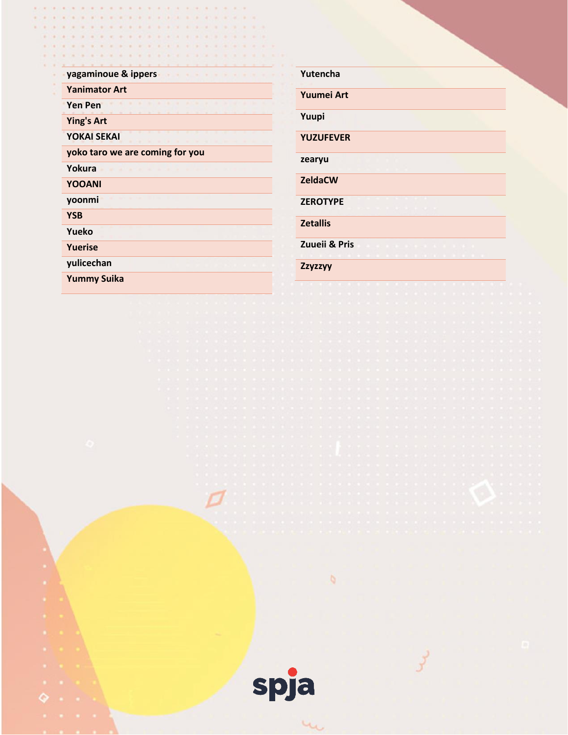yagaminoue & ippers
Yanimator Art
Yen Pen
Ying's Art
YOKAI SEKAI
yoko taro we are coming for you
Yokura
YOOANI
yoonmi
YSB
Yueko
Yuerise
yulicechan
Yummy Suika
Yutencha
Yuumei Art
Yuupi
YUZUFEVER
zearyu
ZeldaCW
ZEROTYPE
Zetallis
Zuueii & Pris
Zzyzzyy

spja